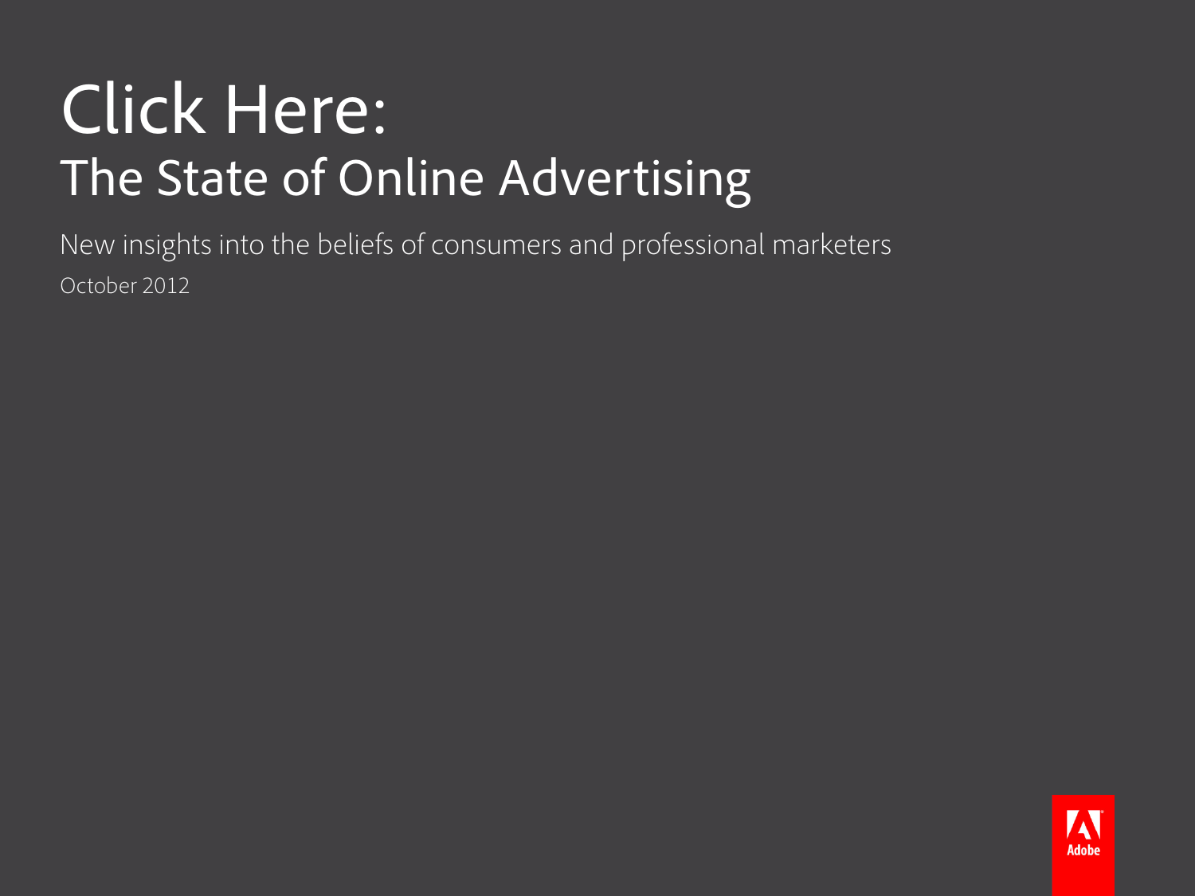# Click Here:
## The State of Online Advertising

New insights into the beliefs of consumers and professional marketers

October 2012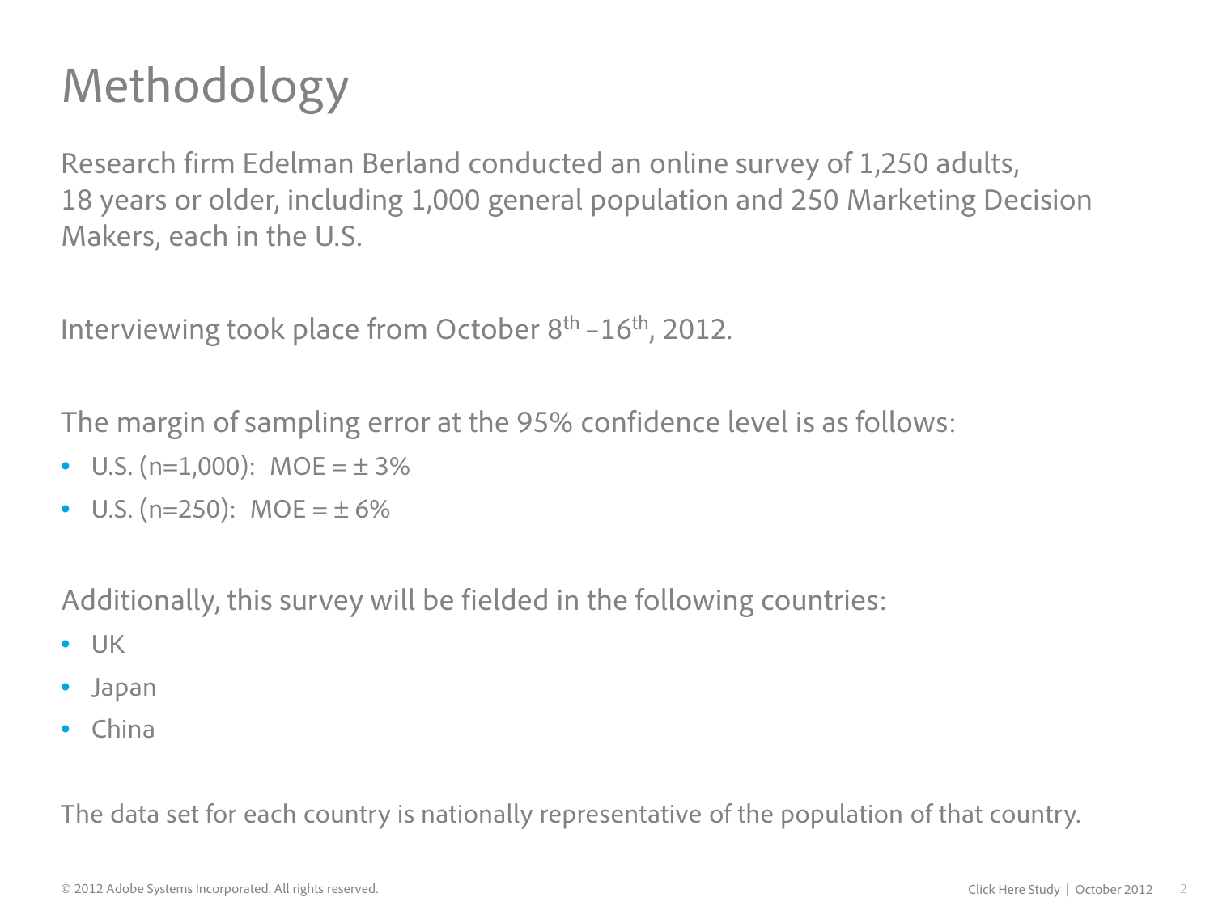# Methodology

Research firm Edelman Berland conducted an online survey of 1,250 adults, 18 years or older, including 1,000 general population and 250 Marketing Decision Makers, each in the U.S.

Interviewing took place from October 8th –16th, 2012.

The margin of sampling error at the 95% confidence level is as follows:

- U.S. (n=1,000): MOE = ± 3%
- U.S. (n=250): MOE = ± 6%

Additionally, this survey will be fielded in the following countries:

- UK
- Japan
- China

The data set for each country is nationally representative of the population of that country.

© 2012 Adobe Systems Incorporated. All rights reserved.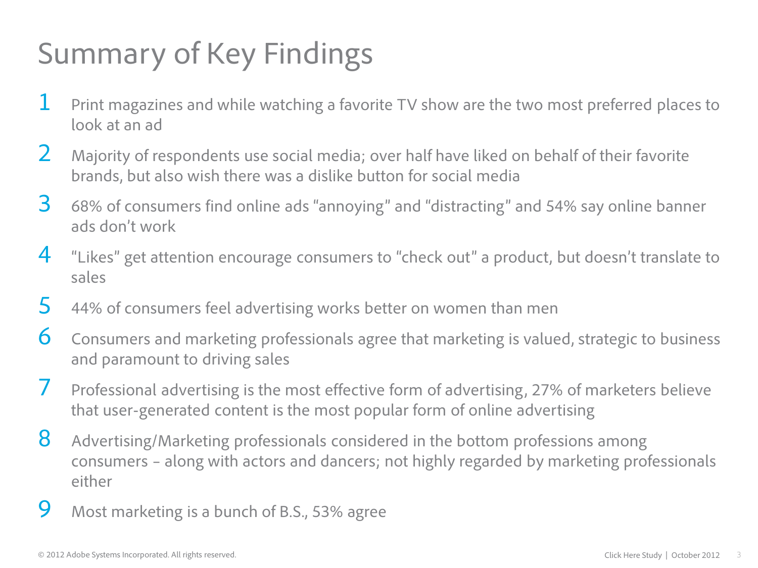# Summary of Key Findings

1. Print magazines and while watching a favorite TV show are the two most preferred places to look at an ad
2. Majority of respondents use social media; over half have liked on behalf of their favorite brands, but also wish there was a dislike button for social media
3. 68% of consumers find online ads "annoying" and "distracting" and 54% say online banner ads don't work
4. "Likes" get attention encourage consumers to "check out" a product, but doesn't translate to sales
5. 44% of consumers feel advertising works better on women than men
6. Consumers and marketing professionals agree that marketing is valued, strategic to business and paramount to driving sales
7. Professional advertising is the most effective form of advertising, 27% of marketers believe that user-generated content is the most popular form of online advertising
8. Advertising/Marketing professionals considered in the bottom professions among consumers – along with actors and dancers; not highly regarded by marketing professionals either
9. Most marketing is a bunch of B.S., 53% agree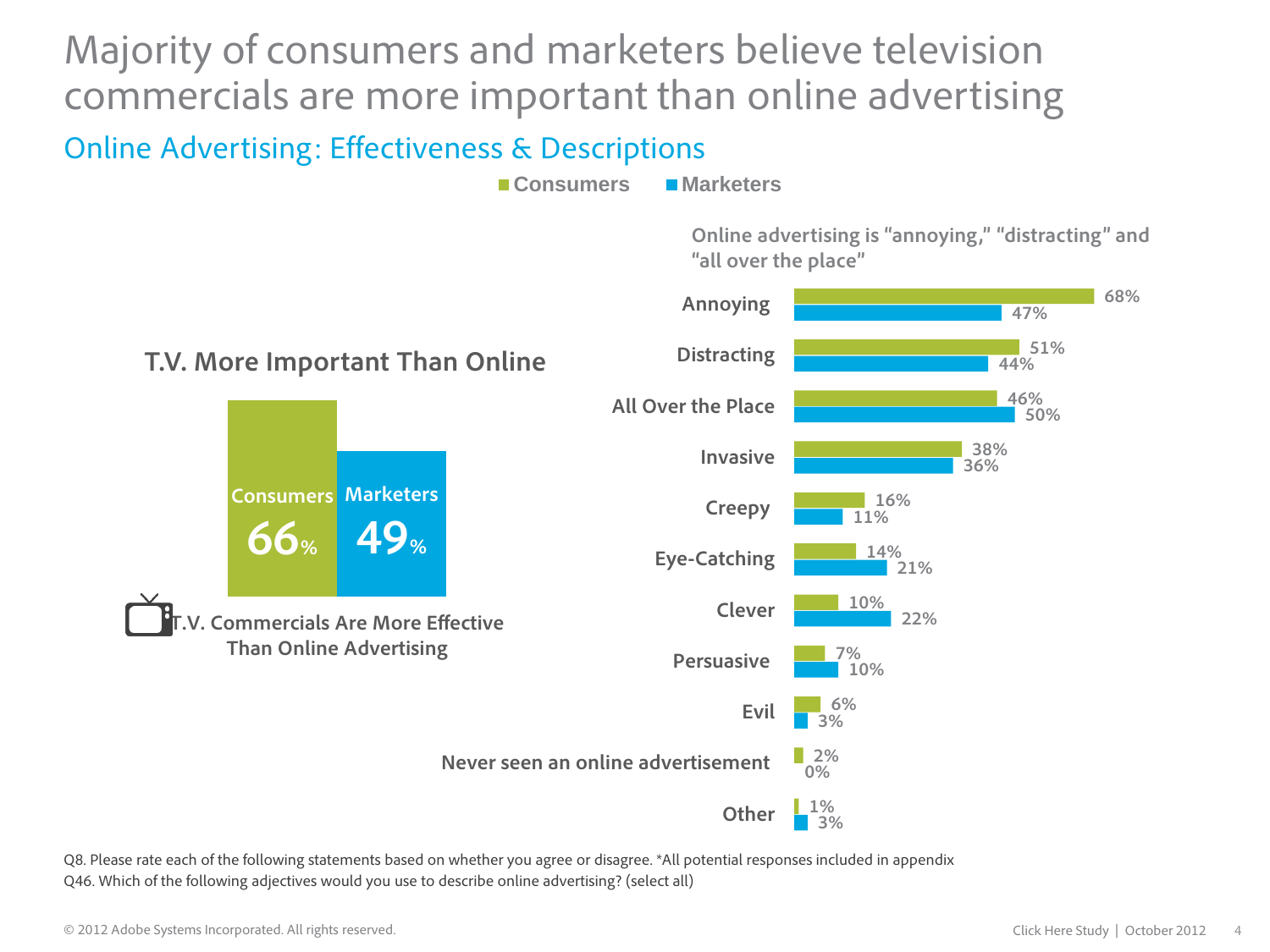# Majority of consumers and marketers believe television commercials are more important than online advertising

## Online Advertising: Effectiveness & Descriptions

### T.V. More Important Than Online

| | Consumers | Marketers |
|---|---|---|
| T.V. Commercials Are More Effective Than Online Advertising | 66% | 49% |

### Online advertising is "annoying," "distracting" and "all over the place"

| | Consumers | Marketers |
|---|---|---|
| Annoying | 68% | 47% |
| Distracting | 51% | 44% |
| All Over the Place | 46% | 50% |
| Invasive | 38% | 36% |
| Creepy | 16% | 11% |
| Eye-Catching | 14% | 21% |
| Clever | 10% | 22% |
| Persuasive | 7% | 10% |
| Evil | 6% | 3% |
| Never seen an online advertisement | 2% | 0% |
| Other | 1% | 3% |

Q8. Please rate each of the following statements based on whether you agree or disagree. *All potential responses included in appendix
Q46. Which of the following adjectives would you use to describe online advertising? (select all)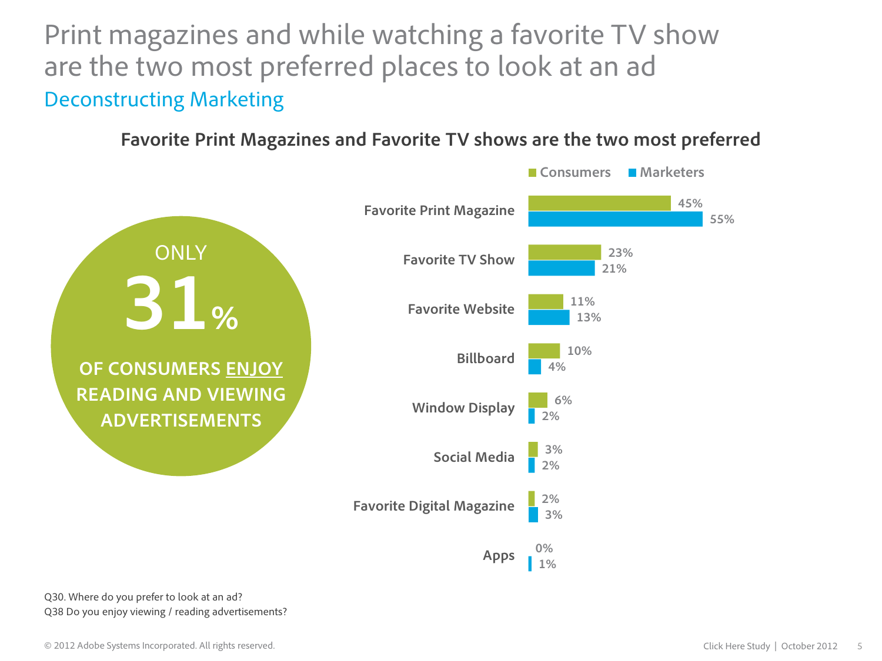# Print magazines and while watching a favorite TV show are the two most preferred places to look at an ad

## Deconstructing Marketing

### Favorite Print Magazines and Favorite TV shows are the two most preferred

ONLY **31%** OF CONSUMERS ENJOY READING AND VIEWING ADVERTISEMENTS

| | Consumers | Marketers |
|---|---|---|
| Favorite Print Magazine | 45% | 55% |
| Favorite TV Show | 23% | 21% |
| Favorite Website | 11% | 13% |
| Billboard | 10% | 4% |
| Window Display | 6% | 2% |
| Social Media | 3% | 2% |
| Favorite Digital Magazine | 2% | 3% |
| Apps | 0% | 1% |

Q30. Where do you prefer to look at an ad?
Q38 Do you enjoy viewing / reading advertisements?

© 2012 Adobe Systems Incorporated. All rights reserved.

Click Here Study | October 2012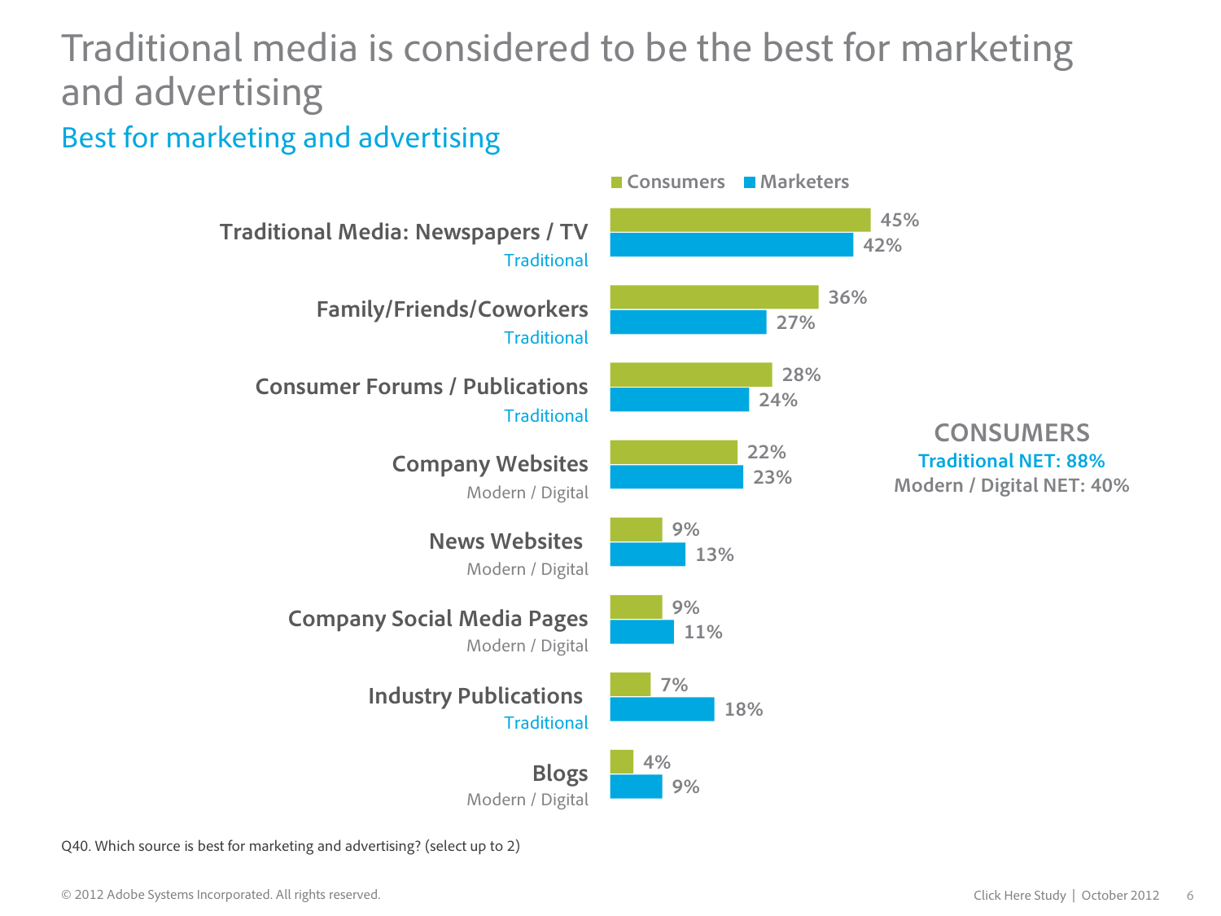# Traditional media is considered to be the best for marketing and advertising

## Best for marketing and advertising

| Source | Type | Consumers | Marketers |
|---|---|---|---|
| Traditional Media: Newspapers / TV | Traditional | 45% | 42% |
| Family/Friends/Coworkers | Traditional | 36% | 27% |
| Consumer Forums / Publications | Traditional | 28% | 24% |
| Company Websites | Modern / Digital | 22% | 23% |
| News Websites | Modern / Digital | 9% | 13% |
| Company Social Media Pages | Modern / Digital | 9% | 11% |
| Industry Publications | Traditional | 7% | 18% |
| Blogs | Modern / Digital | 4% | 9% |

**CONSUMERS**

**Traditional NET: 88%**

**Modern / Digital NET: 40%**

Q40. Which source is best for marketing and advertising? (select up to 2)

© 2012 Adobe Systems Incorporated. All rights reserved.

Click Here Study | October 2012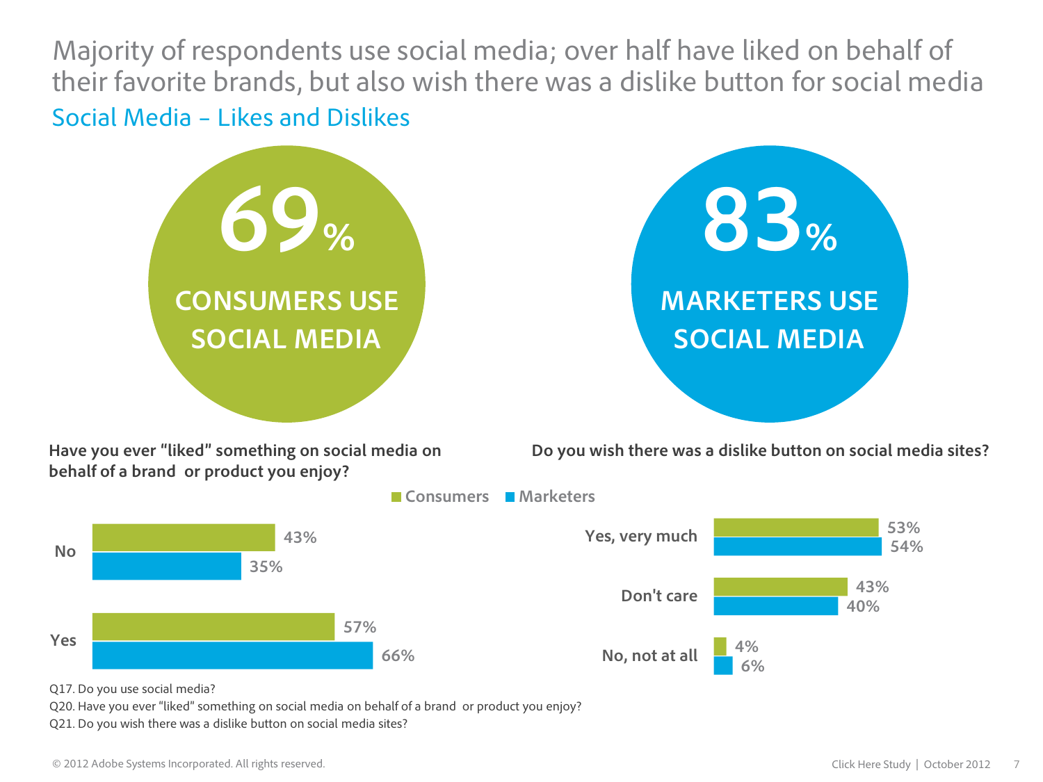# Majority of respondents use social media; over half have liked on behalf of their favorite brands, but also wish there was a dislike button for social media

## Social Media – Likes and Dislikes

**69%** CONSUMERS USE SOCIAL MEDIA

**83%** MARKETERS USE SOCIAL MEDIA

**Have you ever "liked" something on social media on behalf of a brand or product you enjoy?**

| | Consumers | Marketers |
|---|---|---|
| No | 43% | 35% |
| Yes | 57% | 66% |

**Do you wish there was a dislike button on social media sites?**

| | Consumers | Marketers |
|---|---|---|
| Yes, very much | 53% | 54% |
| Don't care | 43% | 40% |
| No, not at all | 4% | 6% |

Q17. Do you use social media?

Q20. Have you ever "liked" something on social media on behalf of a brand or product you enjoy?

Q21. Do you wish there was a dislike button on social media sites?

© 2012 Adobe Systems Incorporated. All rights reserved.

Click Here Study | October 2012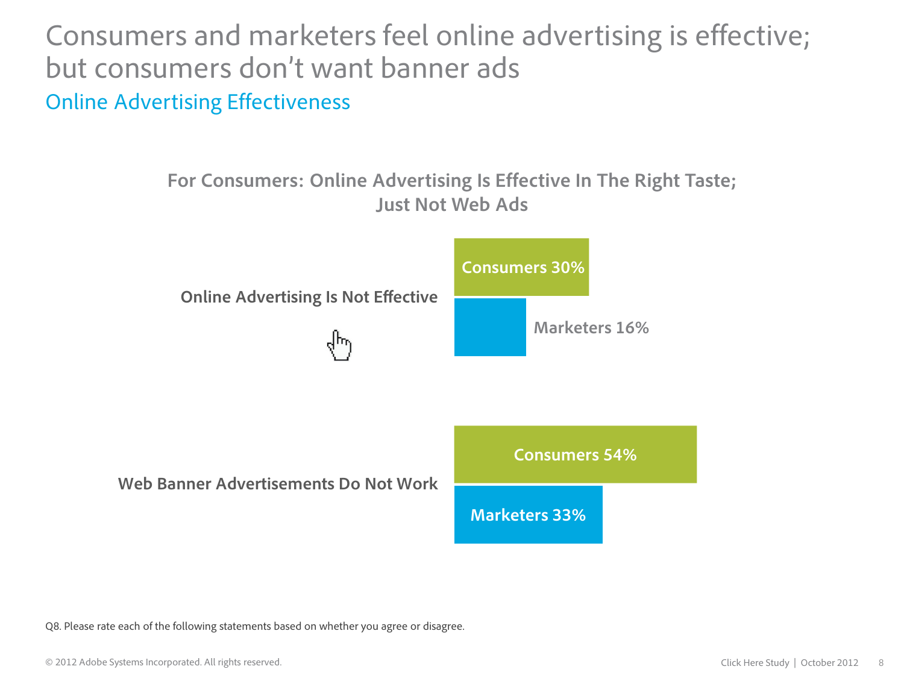# Consumers and marketers feel online advertising is effective; but consumers don't want banner ads

## Online Advertising Effectiveness

**For Consumers: Online Advertising Is Effective In The Right Taste; Just Not Web Ads**

| | Consumers | Marketers |
|---|---|---|
| Online Advertising Is Not Effective | 30% | 16% |
| Web Banner Advertisements Do Not Work | 54% | 33% |

Q8. Please rate each of the following statements based on whether you agree or disagree.

© 2012 Adobe Systems Incorporated. All rights reserved.

Click Here Study | October 2012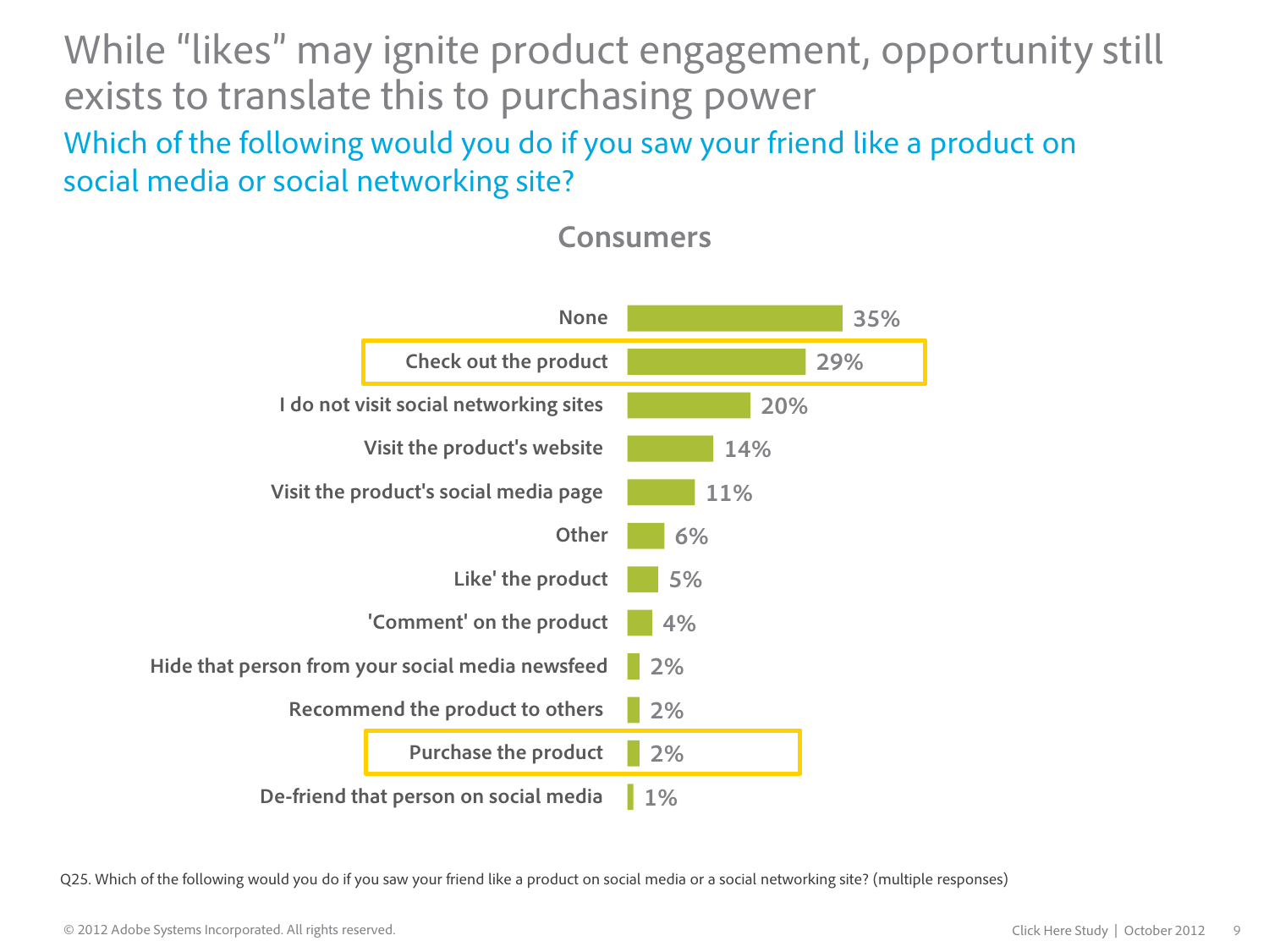# While "likes" may ignite product engagement, opportunity still exists to translate this to purchasing power

## Which of the following would you do if you saw your friend like a product on social media or social networking site?

### Consumers

| Response | Consumers |
|---|---|
| None | 35% |
| Check out the product | 29% |
| I do not visit social networking sites | 20% |
| Visit the product's website | 14% |
| Visit the product's social media page | 11% |
| Other | 6% |
| Like' the product | 5% |
| 'Comment' on the product | 4% |
| Hide that person from your social media newsfeed | 2% |
| Recommend the product to others | 2% |
| Purchase the product | 2% |
| De-friend that person on social media | 1% |

Q25. Which of the following would you do if you saw your friend like a product on social media or a social networking site? (multiple responses)

© 2012 Adobe Systems Incorporated. All rights reserved.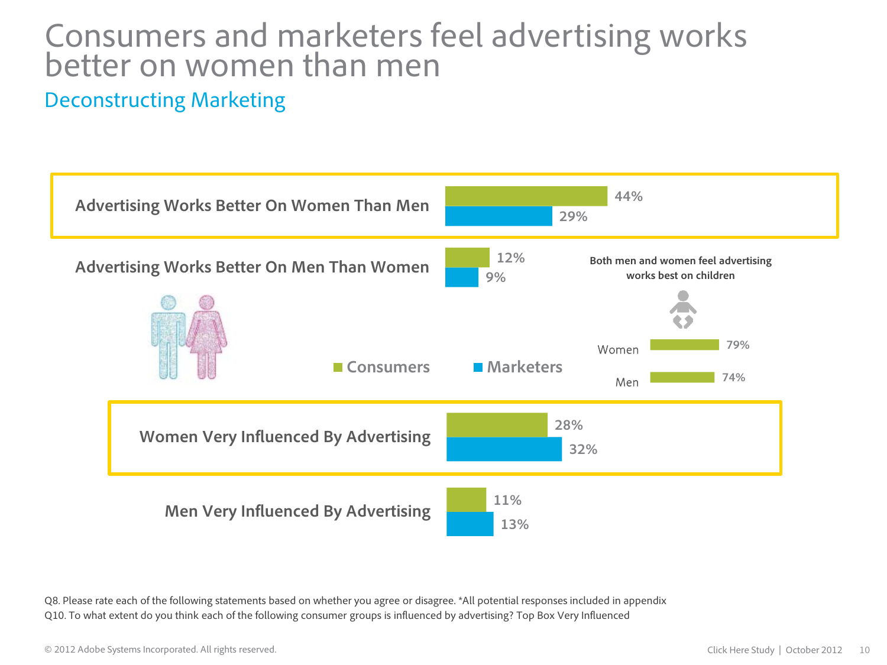# Consumers and marketers feel advertising works better on women than men

## Deconstructing Marketing

| | Consumers | Marketers |
|---|---|---|
| Advertising Works Better On Women Than Men | 44% | 29% |
| Advertising Works Better On Men Than Women | 12% | 9% |
| Women Very Influenced By Advertising | 28% | 32% |
| Men Very Influenced By Advertising | 11% | 13% |

**Both men and women feel advertising works best on children**

| | |
|---|---|
| Women | 79% |
| Men | 74% |

Q8. Please rate each of the following statements based on whether you agree or disagree. *All potential responses included in appendix
Q10. To what extent do you think each of the following consumer groups is influenced by advertising? Top Box Very Influenced

© 2012 Adobe Systems Incorporated. All rights reserved.

Click Here Study | October 2012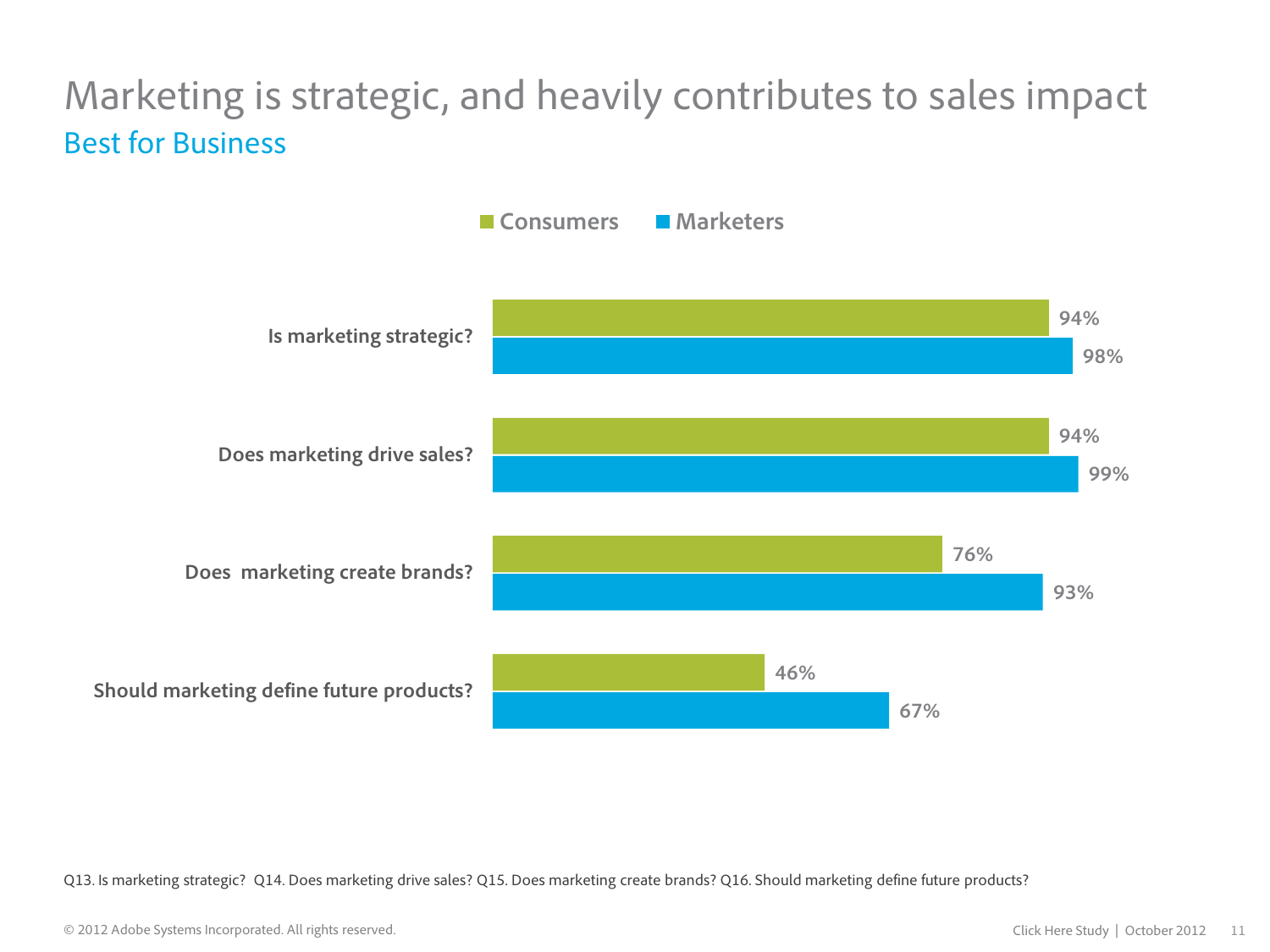# Marketing is strategic, and heavily contributes to sales impact

## Best for Business

| | Consumers | Marketers |
|---|---|---|
| Is marketing strategic? | 94% | 98% |
| Does marketing drive sales? | 94% | 99% |
| Does marketing create brands? | 76% | 93% |
| Should marketing define future products? | 46% | 67% |

Q13. Is marketing strategic? Q14. Does marketing drive sales? Q15. Does marketing create brands? Q16. Should marketing define future products?

© 2012 Adobe Systems Incorporated. All rights reserved.

Click Here Study | October 2012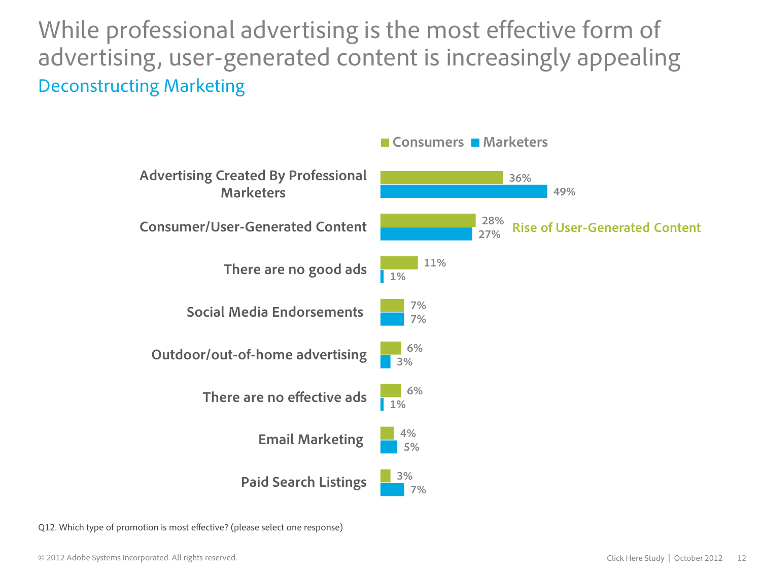# While professional advertising is the most effective form of advertising, user-generated content is increasingly appealing

## Deconstructing Marketing

| | Consumers | Marketers |
|---|---|---|
| Advertising Created By Professional Marketers | 36% | 49% |
| Consumer/User-Generated Content | 28% | 27% |
| There are no good ads | 11% | 1% |
| Social Media Endorsements | 7% | 7% |
| Outdoor/out-of-home advertising | 6% | 3% |
| There are no effective ads | 6% | 1% |
| Email Marketing | 4% | 5% |
| Paid Search Listings | 3% | 7% |

Rise of User-Generated Content

Q12. Which type of promotion is most effective? (please select one response)

© 2012 Adobe Systems Incorporated. All rights reserved.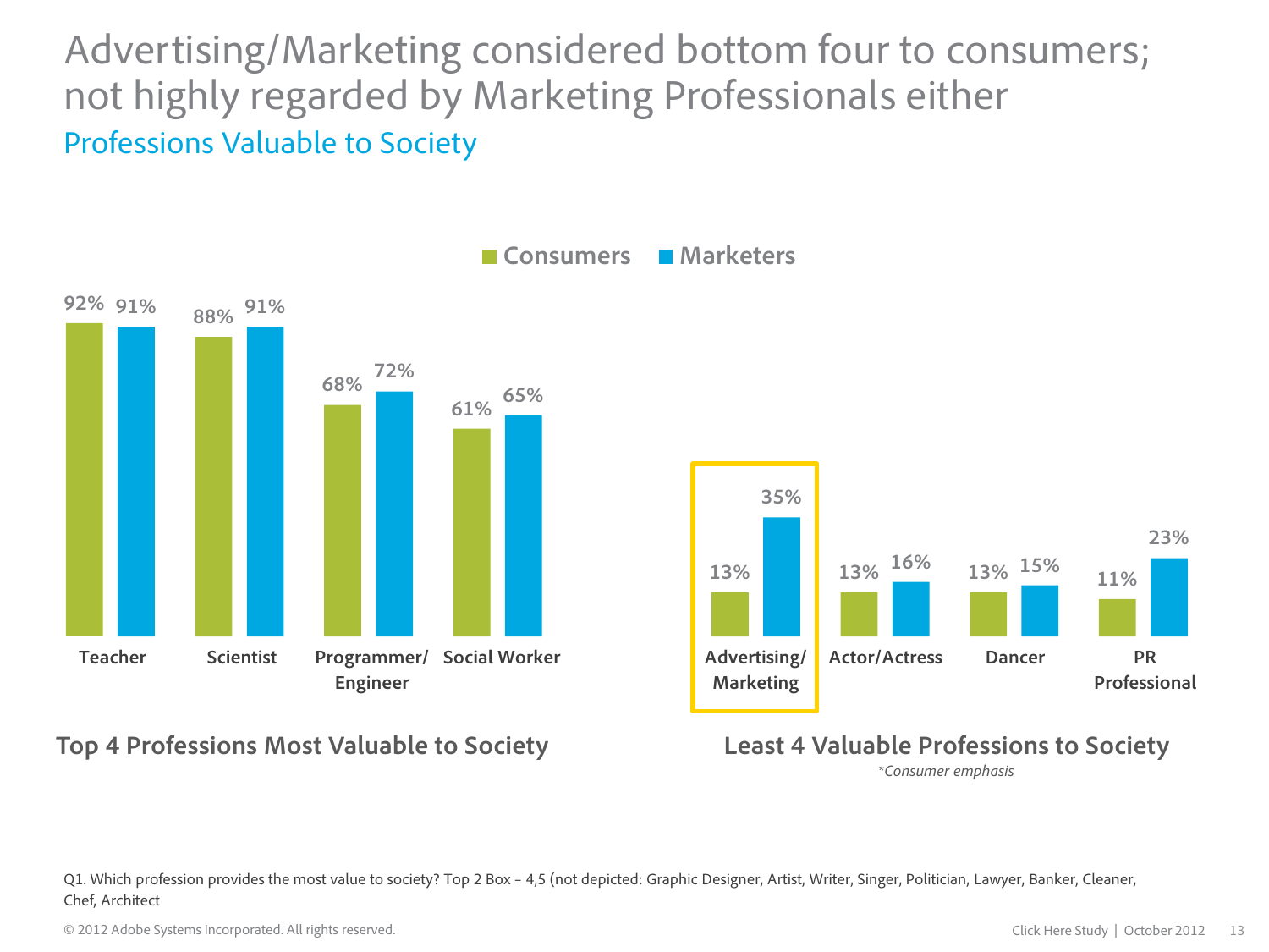# Advertising/Marketing considered bottom four to consumers; not highly regarded by Marketing Professionals either

## Professions Valuable to Society

### Top 4 Professions Most Valuable to Society

| Profession | Consumers | Marketers |
|---|---|---|
| Teacher | 92% | 91% |
| Scientist | 88% | 91% |
| Programmer/ Engineer | 68% | 72% |
| Social Worker | 61% | 65% |

### Least 4 Valuable Professions to Society

*\*Consumer emphasis*

| Profession | Consumers | Marketers |
|---|---|---|
| Advertising/ Marketing | 13% | 35% |
| Actor/Actress | 13% | 16% |
| Dancer | 13% | 15% |
| PR Professional | 11% | 23% |

Q1. Which profession provides the most value to society? Top 2 Box – 4,5 (not depicted: Graphic Designer, Artist, Writer, Singer, Politician, Lawyer, Banker, Cleaner, Chef, Architect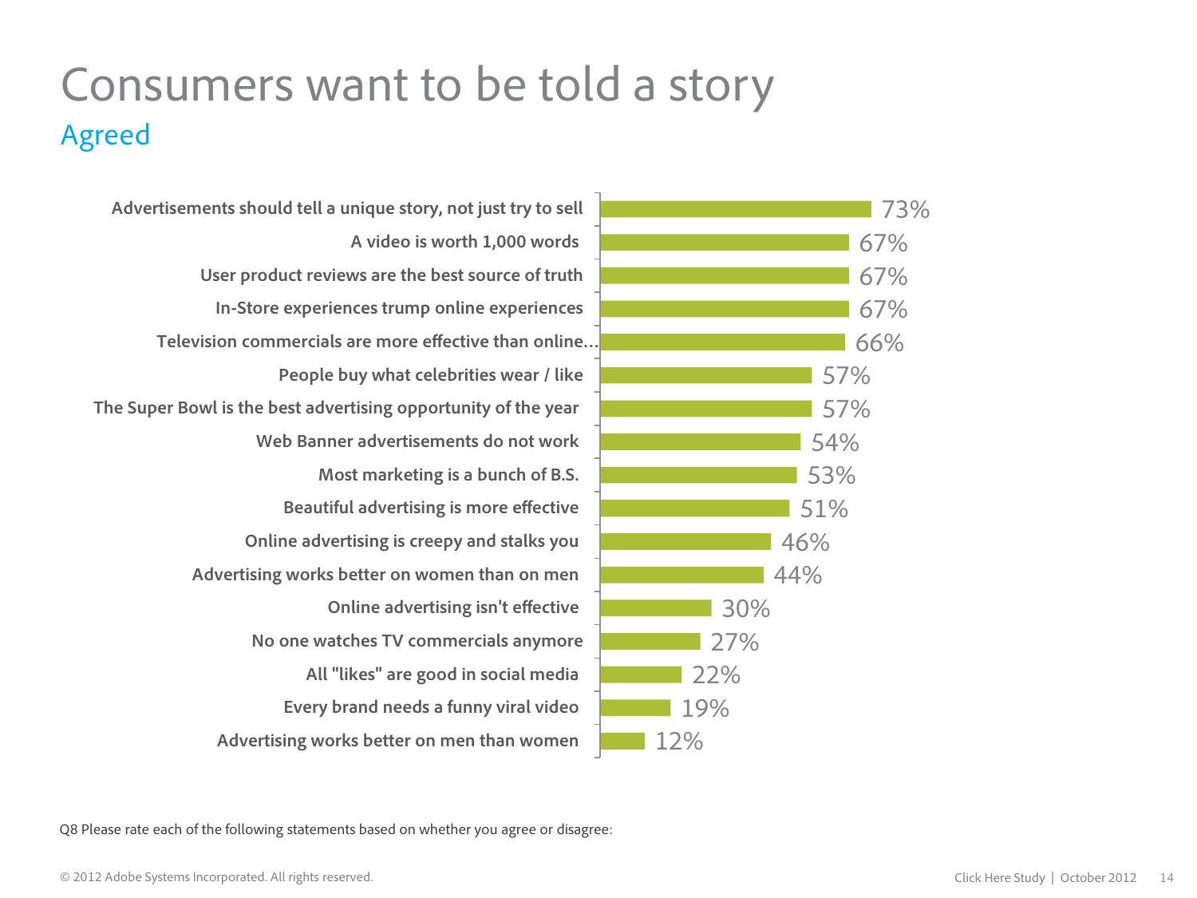# Consumers want to be told a story

## Agreed

| Statement | Agreed |
| --- | --- |
| Advertisements should tell a unique story, not just try to sell | 73% |
| A video is worth 1,000 words | 67% |
| User product reviews are the best source of truth | 67% |
| In-Store experiences trump online experiences | 67% |
| Television commercials are more effective than online... | 66% |
| People buy what celebrities wear / like | 57% |
| The Super Bowl is the best advertising opportunity of the year | 57% |
| Web Banner advertisements do not work | 54% |
| Most marketing is a bunch of B.S. | 53% |
| Beautiful advertising is more effective | 51% |
| Online advertising is creepy and stalks you | 46% |
| Advertising works better on women than on men | 44% |
| Online advertising isn't effective | 30% |
| No one watches TV commercials anymore | 27% |
| All "likes" are good in social media | 22% |
| Every brand needs a funny viral video | 19% |
| Advertising works better on men than women | 12% |

Q8 Please rate each of the following statements based on whether you agree or disagree:

© 2012 Adobe Systems Incorporated. All rights reserved.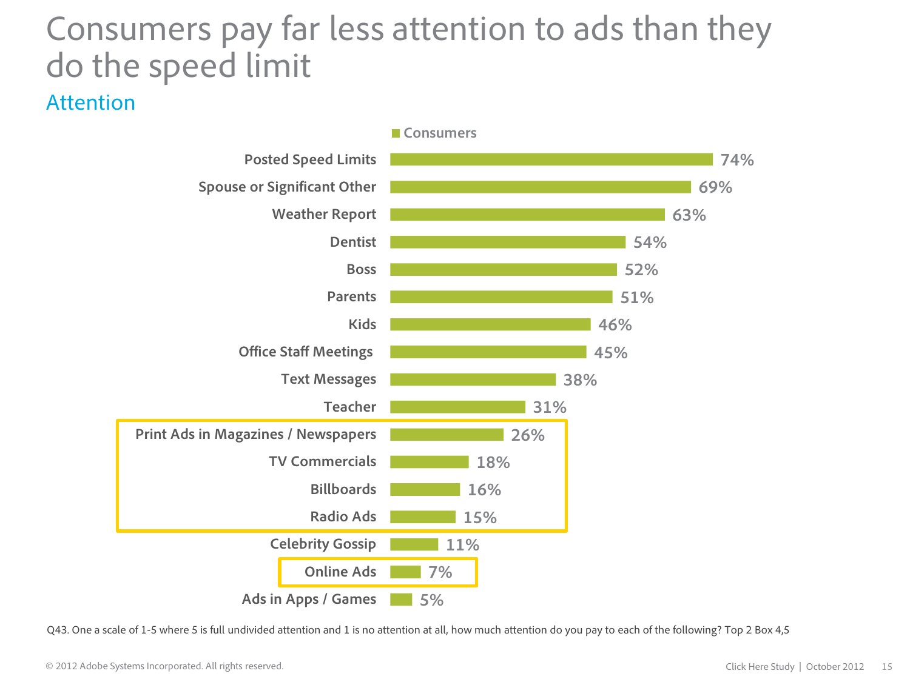# Consumers pay far less attention to ads than they do the speed limit

## Attention

| | Consumers |
|---|---|
| Posted Speed Limits | 74% |
| Spouse or Significant Other | 69% |
| Weather Report | 63% |
| Dentist | 54% |
| Boss | 52% |
| Parents | 51% |
| Kids | 46% |
| Office Staff Meetings | 45% |
| Text Messages | 38% |
| Teacher | 31% |
| Print Ads in Magazines / Newspapers | 26% |
| TV Commercials | 18% |
| Billboards | 16% |
| Radio Ads | 15% |
| Celebrity Gossip | 11% |
| Online Ads | 7% |
| Ads in Apps / Games | 5% |

Q43. One a scale of 1-5 where 5 is full undivided attention and 1 is no attention at all, how much attention do you pay to each of the following? Top 2 Box 4,5

© 2012 Adobe Systems Incorporated. All rights reserved.

Click Here Study | October 2012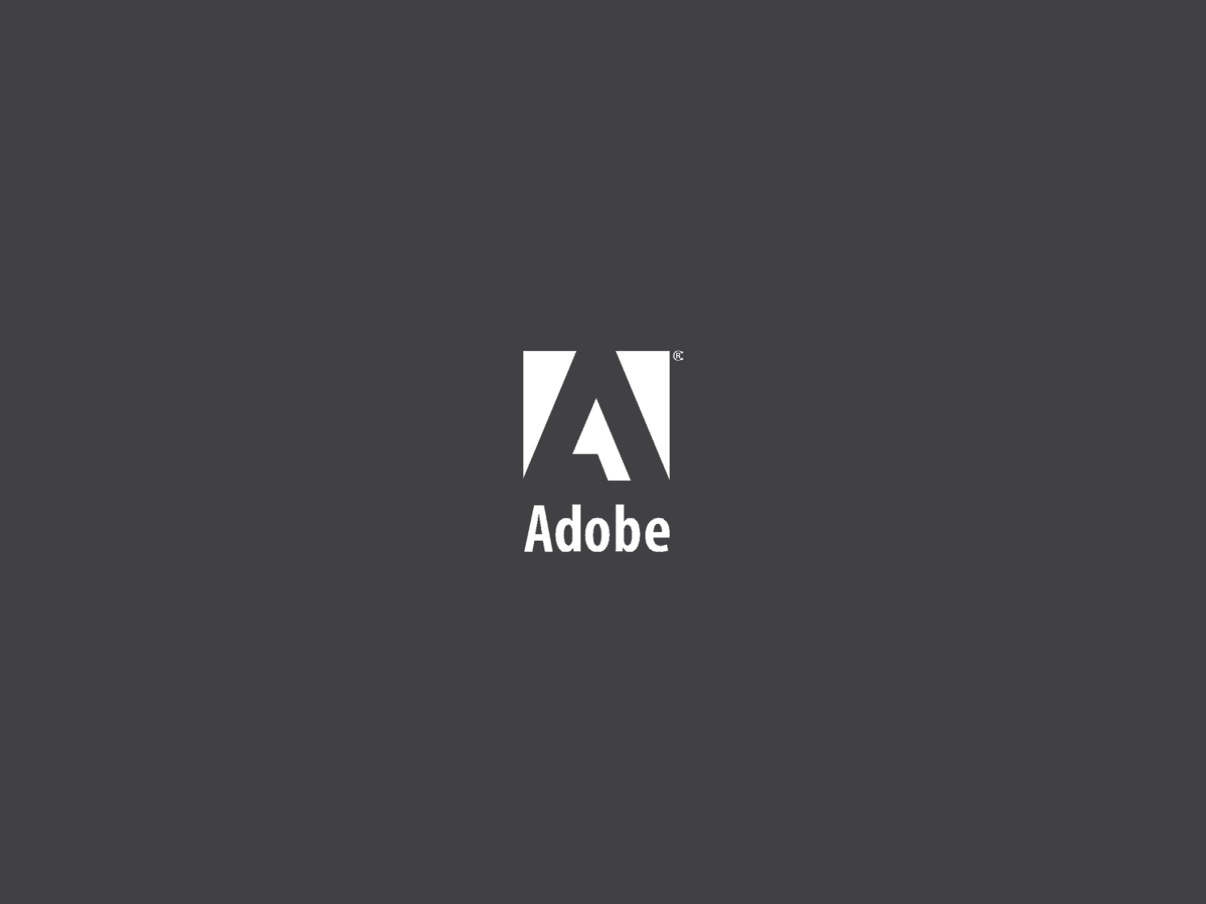Adobe